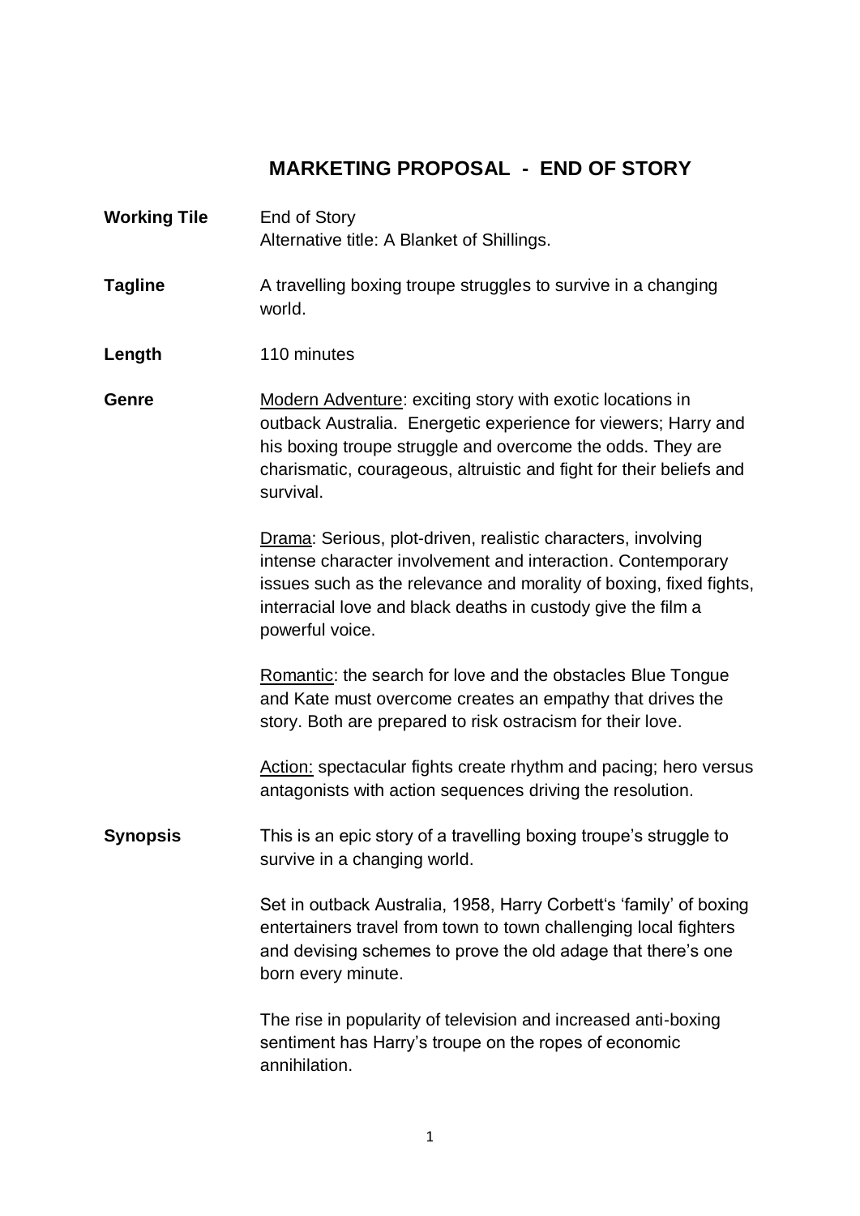# MARKETING PROPOSAL - END OF STORY

**Working Tile** End of Story
Alternative title: A Blanket of Shillings.

**Tagline** A travelling boxing troupe struggles to survive in a changing world.

**Length** 110 minutes

**Genre**

Modern Adventure: exciting story with exotic locations in outback Australia. Energetic experience for viewers; Harry and his boxing troupe struggle and overcome the odds. They are charismatic, courageous, altruistic and fight for their beliefs and survival.

Drama: Serious, plot-driven, realistic characters, involving intense character involvement and interaction. Contemporary issues such as the relevance and morality of boxing, fixed fights, interracial love and black deaths in custody give the film a powerful voice.

Romantic: the search for love and the obstacles Blue Tongue and Kate must overcome creates an empathy that drives the story. Both are prepared to risk ostracism for their love.

Action: spectacular fights create rhythm and pacing; hero versus antagonists with action sequences driving the resolution.

**Synopsis**

This is an epic story of a travelling boxing troupe's struggle to survive in a changing world.

Set in outback Australia, 1958, Harry Corbett's 'family' of boxing entertainers travel from town to town challenging local fighters and devising schemes to prove the old adage that there's one born every minute.

The rise in popularity of television and increased anti-boxing sentiment has Harry's troupe on the ropes of economic annihilation.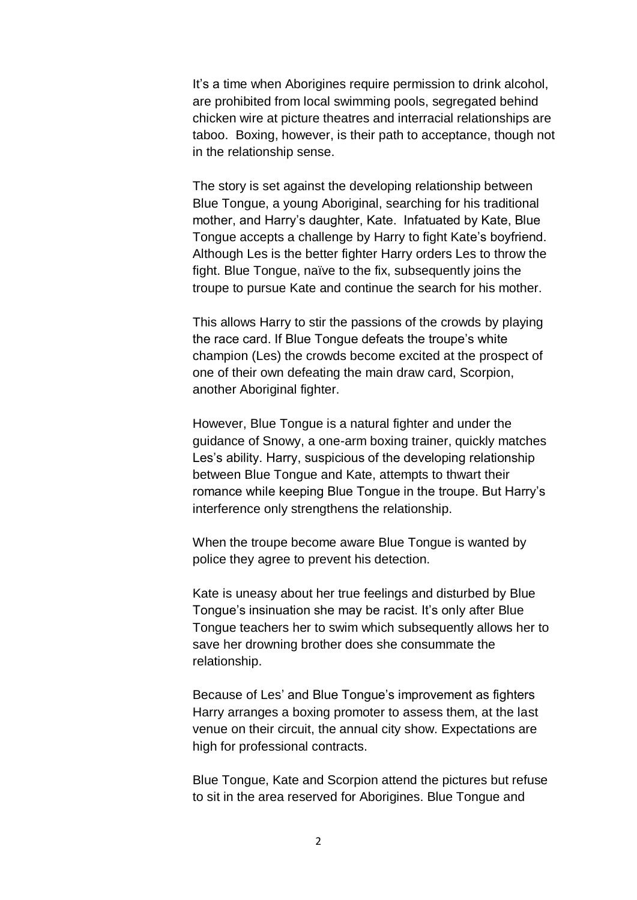It's a time when Aborigines require permission to drink alcohol, are prohibited from local swimming pools, segregated behind chicken wire at picture theatres and interracial relationships are taboo. Boxing, however, is their path to acceptance, though not in the relationship sense.

The story is set against the developing relationship between Blue Tongue, a young Aboriginal, searching for his traditional mother, and Harry's daughter, Kate. Infatuated by Kate, Blue Tongue accepts a challenge by Harry to fight Kate's boyfriend. Although Les is the better fighter Harry orders Les to throw the fight. Blue Tongue, naïve to the fix, subsequently joins the troupe to pursue Kate and continue the search for his mother.

This allows Harry to stir the passions of the crowds by playing the race card. If Blue Tongue defeats the troupe's white champion (Les) the crowds become excited at the prospect of one of their own defeating the main draw card, Scorpion, another Aboriginal fighter.

However, Blue Tongue is a natural fighter and under the guidance of Snowy, a one-arm boxing trainer, quickly matches Les's ability. Harry, suspicious of the developing relationship between Blue Tongue and Kate, attempts to thwart their romance while keeping Blue Tongue in the troupe. But Harry's interference only strengthens the relationship.

When the troupe become aware Blue Tongue is wanted by police they agree to prevent his detection.

Kate is uneasy about her true feelings and disturbed by Blue Tongue's insinuation she may be racist. It's only after Blue Tongue teachers her to swim which subsequently allows her to save her drowning brother does she consummate the relationship.

Because of Les' and Blue Tongue's improvement as fighters Harry arranges a boxing promoter to assess them, at the last venue on their circuit, the annual city show. Expectations are high for professional contracts.

Blue Tongue, Kate and Scorpion attend the pictures but refuse to sit in the area reserved for Aborigines. Blue Tongue and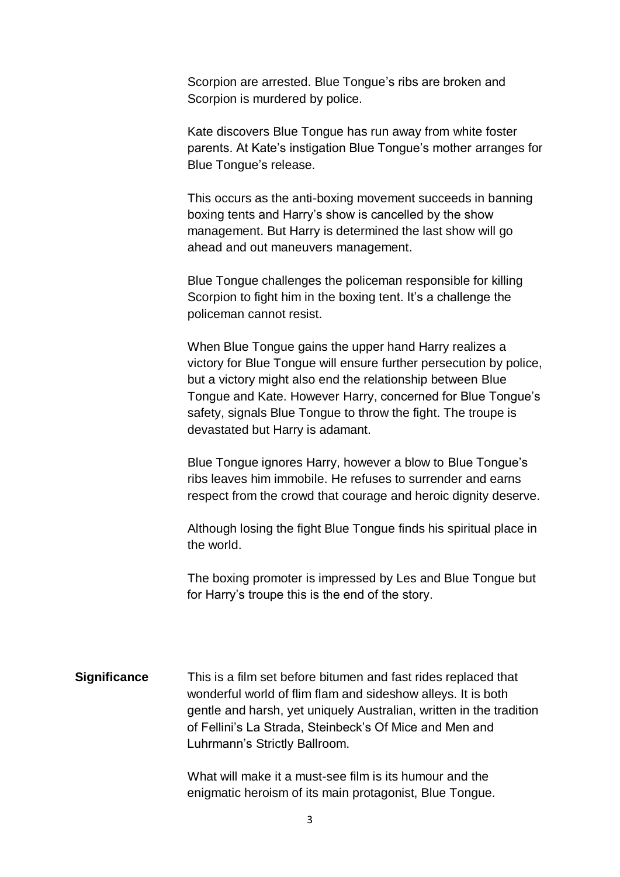Scorpion are arrested. Blue Tongue's ribs are broken and Scorpion is murdered by police.

Kate discovers Blue Tongue has run away from white foster parents. At Kate's instigation Blue Tongue's mother arranges for Blue Tongue's release.

This occurs as the anti-boxing movement succeeds in banning boxing tents and Harry's show is cancelled by the show management. But Harry is determined the last show will go ahead and out maneuvers management.

Blue Tongue challenges the policeman responsible for killing Scorpion to fight him in the boxing tent. It's a challenge the policeman cannot resist.

When Blue Tongue gains the upper hand Harry realizes a victory for Blue Tongue will ensure further persecution by police, but a victory might also end the relationship between Blue Tongue and Kate. However Harry, concerned for Blue Tongue's safety, signals Blue Tongue to throw the fight. The troupe is devastated but Harry is adamant.

Blue Tongue ignores Harry, however a blow to Blue Tongue's ribs leaves him immobile. He refuses to surrender and earns respect from the crowd that courage and heroic dignity deserve.

Although losing the fight Blue Tongue finds his spiritual place in the world.

The boxing promoter is impressed by Les and Blue Tongue but for Harry's troupe this is the end of the story.

**Significance**

This is a film set before bitumen and fast rides replaced that wonderful world of flim flam and sideshow alleys. It is both gentle and harsh, yet uniquely Australian, written in the tradition of Fellini's La Strada, Steinbeck's Of Mice and Men and Luhrmann's Strictly Ballroom.

What will make it a must-see film is its humour and the enigmatic heroism of its main protagonist, Blue Tongue.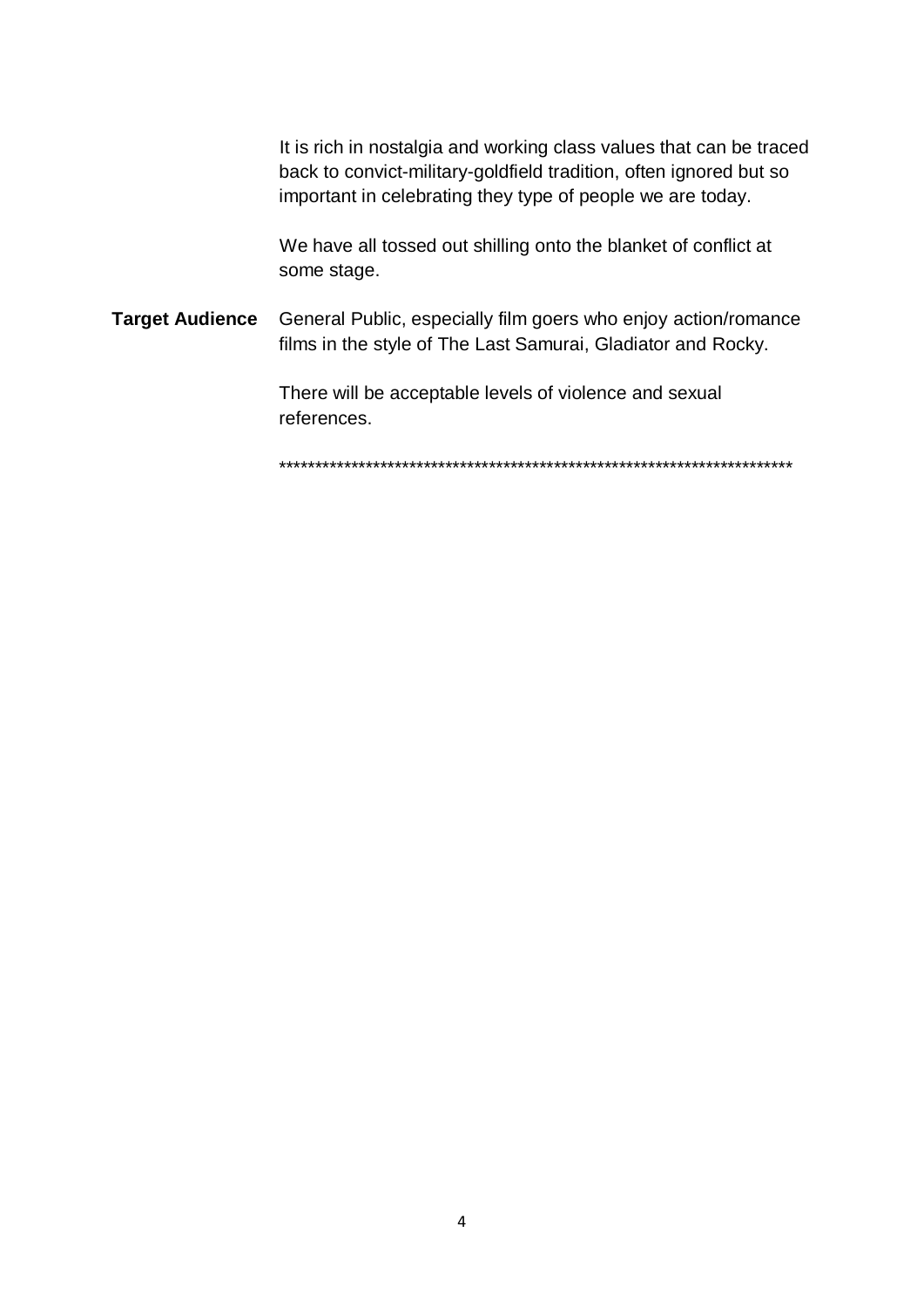It is rich in nostalgia and working class values that can be traced back to convict-military-goldfield tradition, often ignored but so important in celebrating they type of people we are today.

We have all tossed out shilling onto the blanket of conflict at some stage.

**Target Audience** General Public, especially film goers who enjoy action/romance films in the style of The Last Samurai, Gladiator and Rocky.

There will be acceptable levels of violence and sexual references.

************************************************************************